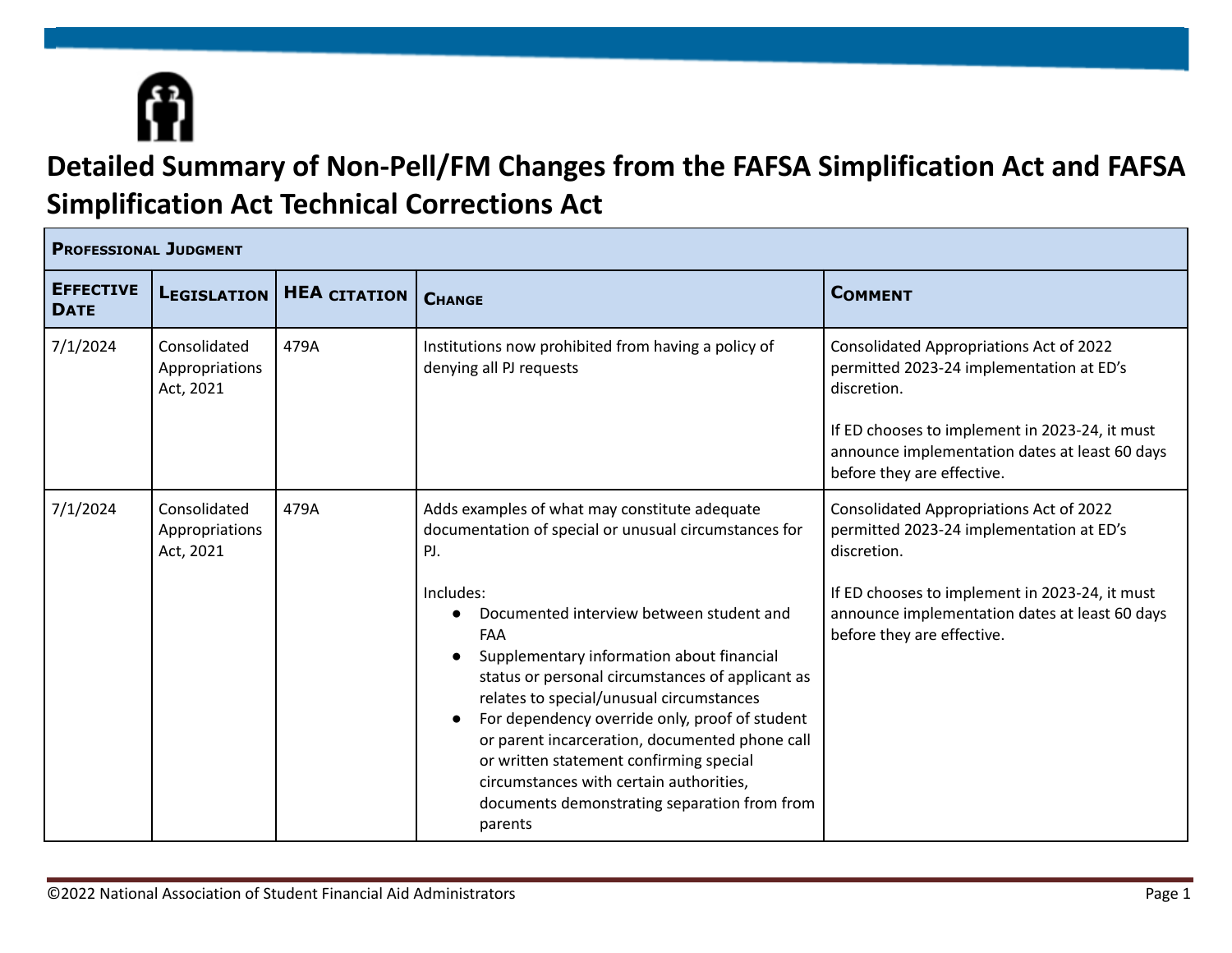# Detailed Summary of Non-Pell/FM Changes from the FAFSA Simplification Act and FAFSA Simplification Act Technical Corrections Act

| Professional Judgment | | | | |
|---|---|---|---|---|
| **Effective Date** | **Legislation** | **HEA citation** | **Change** | **Comment** |
| 7/1/2024 | Consolidated Appropriations Act, 2021 | 479A | Institutions now prohibited from having a policy of denying all PJ requests | Consolidated Appropriations Act of 2022 permitted 2023-24 implementation at ED's discretion.<br><br>If ED chooses to implement in 2023-24, it must announce implementation dates at least 60 days before they are effective. |
| 7/1/2024 | Consolidated Appropriations Act, 2021 | 479A | Adds examples of what may constitute adequate documentation of special or unusual circumstances for PJ.<br><br>Includes:<br>● Documented interview between student and FAA<br>● Supplementary information about financial status or personal circumstances of applicant as relates to special/unusual circumstances<br>● For dependency override only, proof of student or parent incarceration, documented phone call or written statement confirming special circumstances with certain authorities, documents demonstrating separation from from parents | Consolidated Appropriations Act of 2022 permitted 2023-24 implementation at ED's discretion.<br><br>If ED chooses to implement in 2023-24, it must announce implementation dates at least 60 days before they are effective. |

©2022 National Association of Student Financial Aid Administrators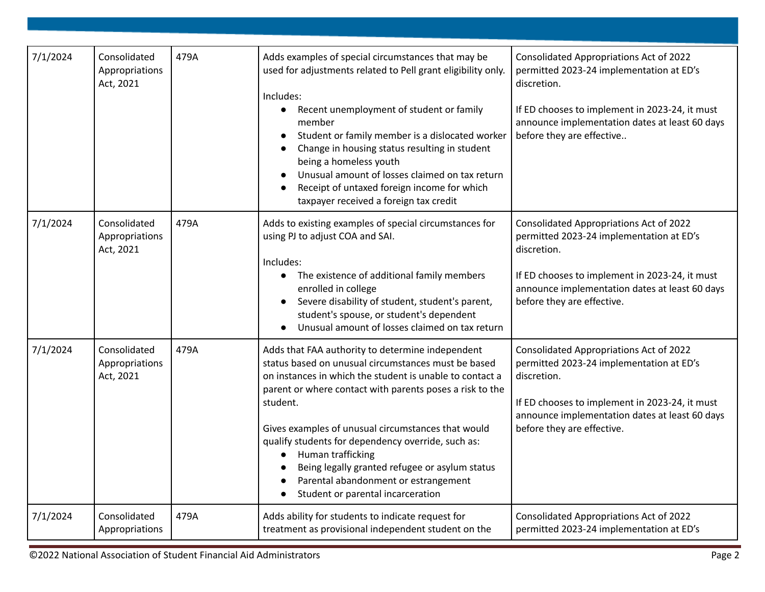| | | | | |
|---|---|---|---|---|
| 7/1/2024 | Consolidated Appropriations Act, 2021 | 479A | Adds examples of special circumstances that may be used for adjustments related to Pell grant eligibility only.<br><br>Includes:<br>● Recent unemployment of student or family member<br>● Student or family member is a dislocated worker<br>● Change in housing status resulting in student being a homeless youth<br>● Unusual amount of losses claimed on tax return<br>● Receipt of untaxed foreign income for which taxpayer received a foreign tax credit | Consolidated Appropriations Act of 2022 permitted 2023-24 implementation at ED's discretion.<br><br>If ED chooses to implement in 2023-24, it must announce implementation dates at least 60 days before they are effective.. |
| 7/1/2024 | Consolidated Appropriations Act, 2021 | 479A | Adds to existing examples of special circumstances for using PJ to adjust COA and SAI.<br><br>Includes:<br>● The existence of additional family members enrolled in college<br>● Severe disability of student, student's parent, student's spouse, or student's dependent<br>● Unusual amount of losses claimed on tax return | Consolidated Appropriations Act of 2022 permitted 2023-24 implementation at ED's discretion.<br><br>If ED chooses to implement in 2023-24, it must announce implementation dates at least 60 days before they are effective. |
| 7/1/2024 | Consolidated Appropriations Act, 2021 | 479A | Adds that FAA authority to determine independent status based on unusual circumstances must be based on instances in which the student is unable to contact a parent or where contact with parents poses a risk to the student.<br><br>Gives examples of unusual circumstances that would qualify students for dependency override, such as:<br>● Human trafficking<br>● Being legally granted refugee or asylum status<br>● Parental abandonment or estrangement<br>● Student or parental incarceration | Consolidated Appropriations Act of 2022 permitted 2023-24 implementation at ED's discretion.<br><br>If ED chooses to implement in 2023-24, it must announce implementation dates at least 60 days before they are effective. |
| 7/1/2024 | Consolidated Appropriations | 479A | Adds ability for students to indicate request for treatment as provisional independent student on the | Consolidated Appropriations Act of 2022 permitted 2023-24 implementation at ED's |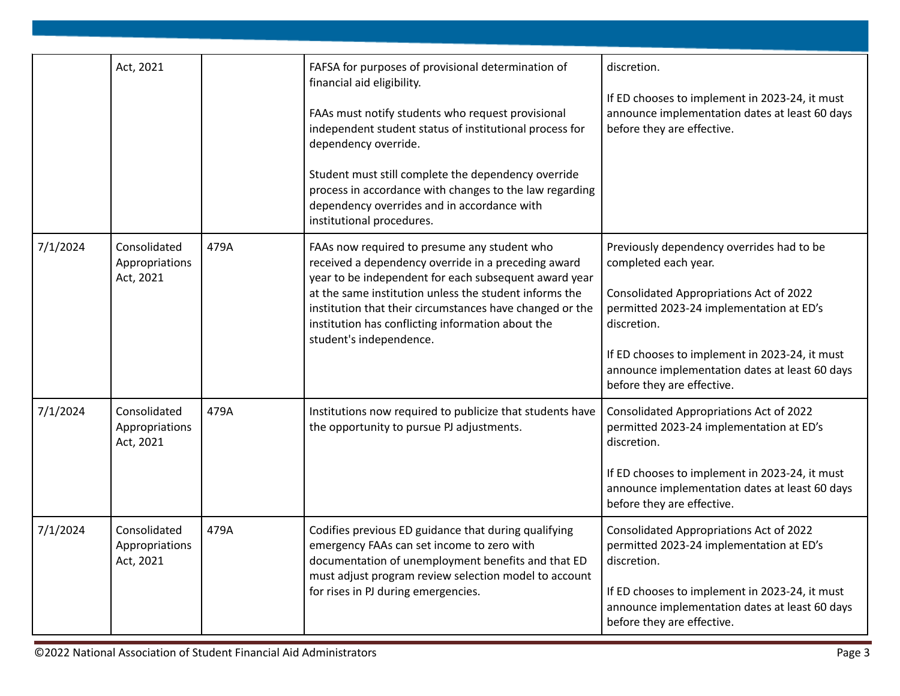| | | | | |
|---|---|---|---|---|
| | Act, 2021 | | FAFSA for purposes of provisional determination of financial aid eligibility.<br><br>FAAs must notify students who request provisional independent student status of institutional process for dependency override.<br><br>Student must still complete the dependency override process in accordance with changes to the law regarding dependency overrides and in accordance with institutional procedures. | discretion.<br><br>If ED chooses to implement in 2023-24, it must announce implementation dates at least 60 days before they are effective. |
| 7/1/2024 | Consolidated Appropriations Act, 2021 | 479A | FAAs now required to presume any student who received a dependency override in a preceding award year to be independent for each subsequent award year at the same institution unless the student informs the institution that their circumstances have changed or the institution has conflicting information about the student's independence. | Previously dependency overrides had to be completed each year.<br><br>Consolidated Appropriations Act of 2022 permitted 2023-24 implementation at ED's discretion.<br><br>If ED chooses to implement in 2023-24, it must announce implementation dates at least 60 days before they are effective. |
| 7/1/2024 | Consolidated Appropriations Act, 2021 | 479A | Institutions now required to publicize that students have the opportunity to pursue PJ adjustments. | Consolidated Appropriations Act of 2022 permitted 2023-24 implementation at ED's discretion.<br><br>If ED chooses to implement in 2023-24, it must announce implementation dates at least 60 days before they are effective. |
| 7/1/2024 | Consolidated Appropriations Act, 2021 | 479A | Codifies previous ED guidance that during qualifying emergency FAAs can set income to zero with documentation of unemployment benefits and that ED must adjust program review selection model to account for rises in PJ during emergencies. | Consolidated Appropriations Act of 2022 permitted 2023-24 implementation at ED's discretion.<br><br>If ED chooses to implement in 2023-24, it must announce implementation dates at least 60 days before they are effective. |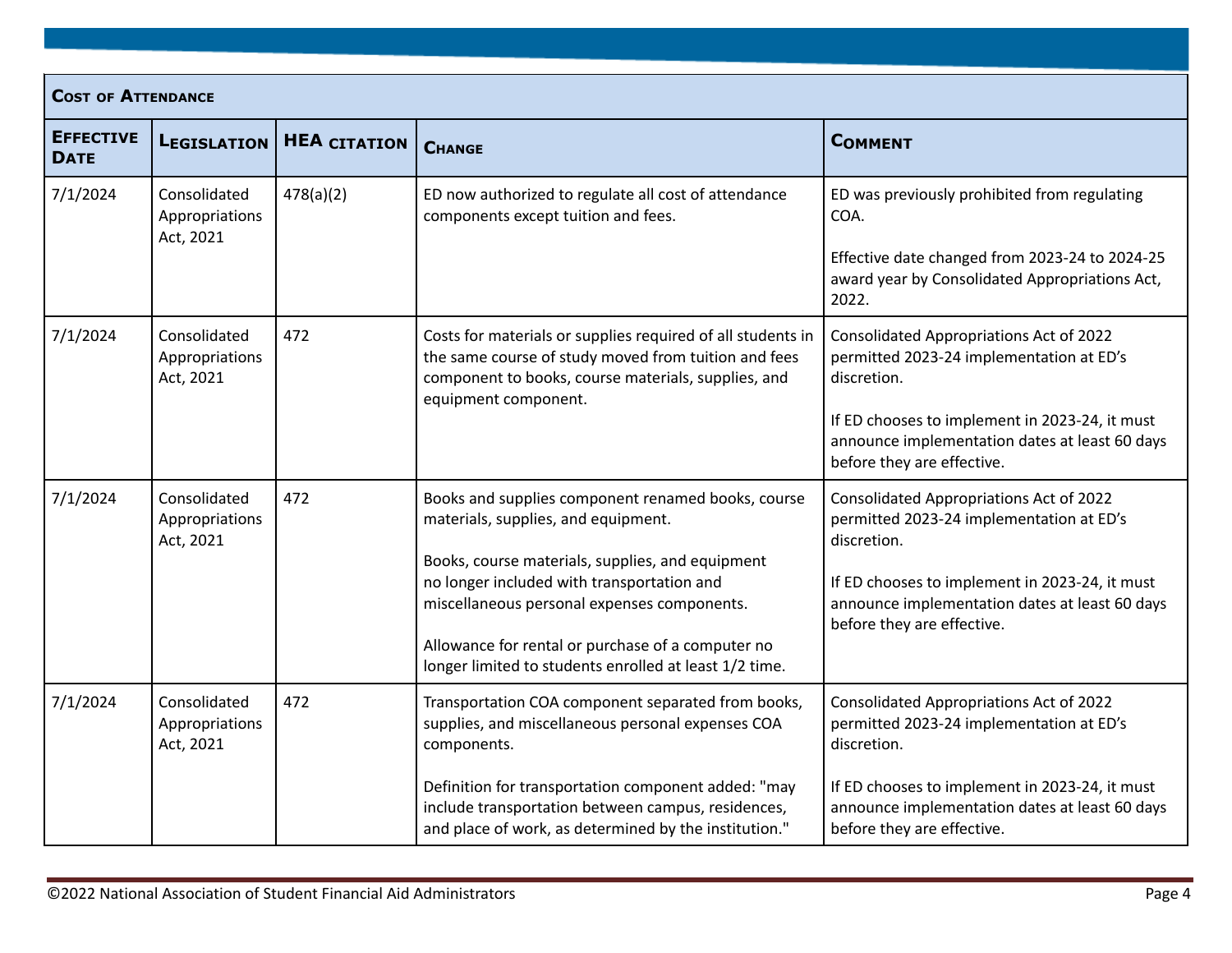| **Cost of Attendance** | | | | |
|---|---|---|---|---|
| **Effective Date** | **Legislation** | **HEA citation** | **Change** | **Comment** |
| 7/1/2024 | Consolidated Appropriations Act, 2021 | 478(a)(2) | ED now authorized to regulate all cost of attendance components except tuition and fees. | ED was previously prohibited from regulating COA.<br><br>Effective date changed from 2023-24 to 2024-25 award year by Consolidated Appropriations Act, 2022. |
| 7/1/2024 | Consolidated Appropriations Act, 2021 | 472 | Costs for materials or supplies required of all students in the same course of study moved from tuition and fees component to books, course materials, supplies, and equipment component. | Consolidated Appropriations Act of 2022 permitted 2023-24 implementation at ED's discretion.<br><br>If ED chooses to implement in 2023-24, it must announce implementation dates at least 60 days before they are effective. |
| 7/1/2024 | Consolidated Appropriations Act, 2021 | 472 | Books and supplies component renamed books, course materials, supplies, and equipment.<br><br>Books, course materials, supplies, and equipment no longer included with transportation and miscellaneous personal expenses components.<br><br>Allowance for rental or purchase of a computer no longer limited to students enrolled at least 1/2 time. | Consolidated Appropriations Act of 2022 permitted 2023-24 implementation at ED's discretion.<br><br>If ED chooses to implement in 2023-24, it must announce implementation dates at least 60 days before they are effective. |
| 7/1/2024 | Consolidated Appropriations Act, 2021 | 472 | Transportation COA component separated from books, supplies, and miscellaneous personal expenses COA components.<br><br>Definition for transportation component added: "may include transportation between campus, residences, and place of work, as determined by the institution." | Consolidated Appropriations Act of 2022 permitted 2023-24 implementation at ED's discretion.<br><br>If ED chooses to implement in 2023-24, it must announce implementation dates at least 60 days before they are effective. |

©2022 National Association of Student Financial Aid Administrators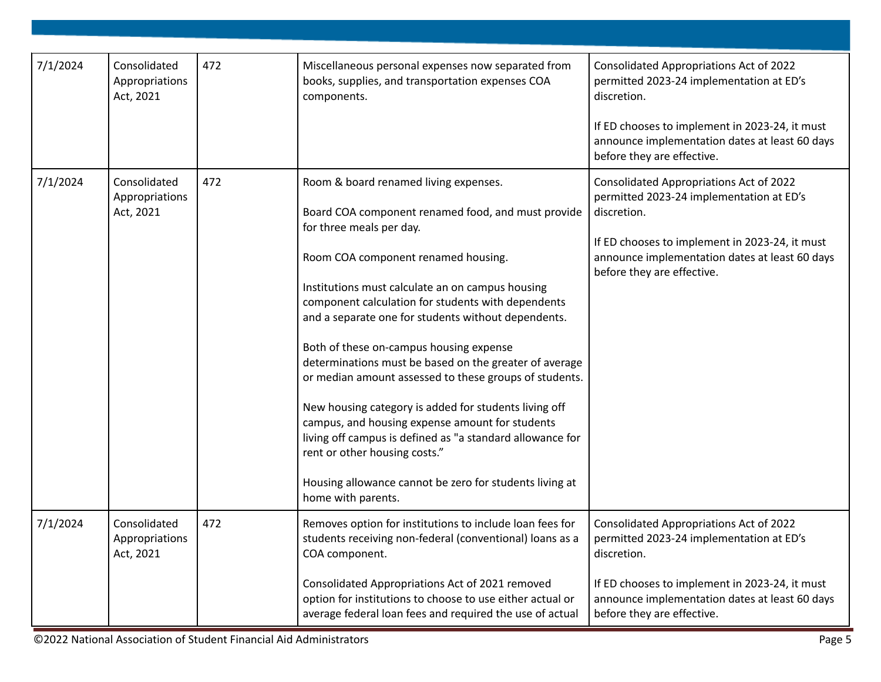| 7/1/2024 | Consolidated Appropriations Act, 2021 | 472 | Miscellaneous personal expenses now separated from books, supplies, and transportation expenses COA components. | Consolidated Appropriations Act of 2022 permitted 2023-24 implementation at ED's discretion.<br><br>If ED chooses to implement in 2023-24, it must announce implementation dates at least 60 days before they are effective. |
|---|---|---|---|---|
| 7/1/2024 | Consolidated Appropriations Act, 2021 | 472 | Room & board renamed living expenses.<br><br>Board COA component renamed food, and must provide for three meals per day.<br><br>Room COA component renamed housing.<br><br>Institutions must calculate an on campus housing component calculation for students with dependents and a separate one for students without dependents.<br><br>Both of these on-campus housing expense determinations must be based on the greater of average or median amount assessed to these groups of students.<br><br>New housing category is added for students living off campus, and housing expense amount for students living off campus is defined as "a standard allowance for rent or other housing costs."<br><br>Housing allowance cannot be zero for students living at home with parents. | Consolidated Appropriations Act of 2022 permitted 2023-24 implementation at ED's discretion.<br><br>If ED chooses to implement in 2023-24, it must announce implementation dates at least 60 days before they are effective. |
| 7/1/2024 | Consolidated Appropriations Act, 2021 | 472 | Removes option for institutions to include loan fees for students receiving non-federal (conventional) loans as a COA component.<br><br>Consolidated Appropriations Act of 2021 removed option for institutions to choose to use either actual or average federal loan fees and required the use of actual | Consolidated Appropriations Act of 2022 permitted 2023-24 implementation at ED's discretion.<br><br>If ED chooses to implement in 2023-24, it must announce implementation dates at least 60 days before they are effective. |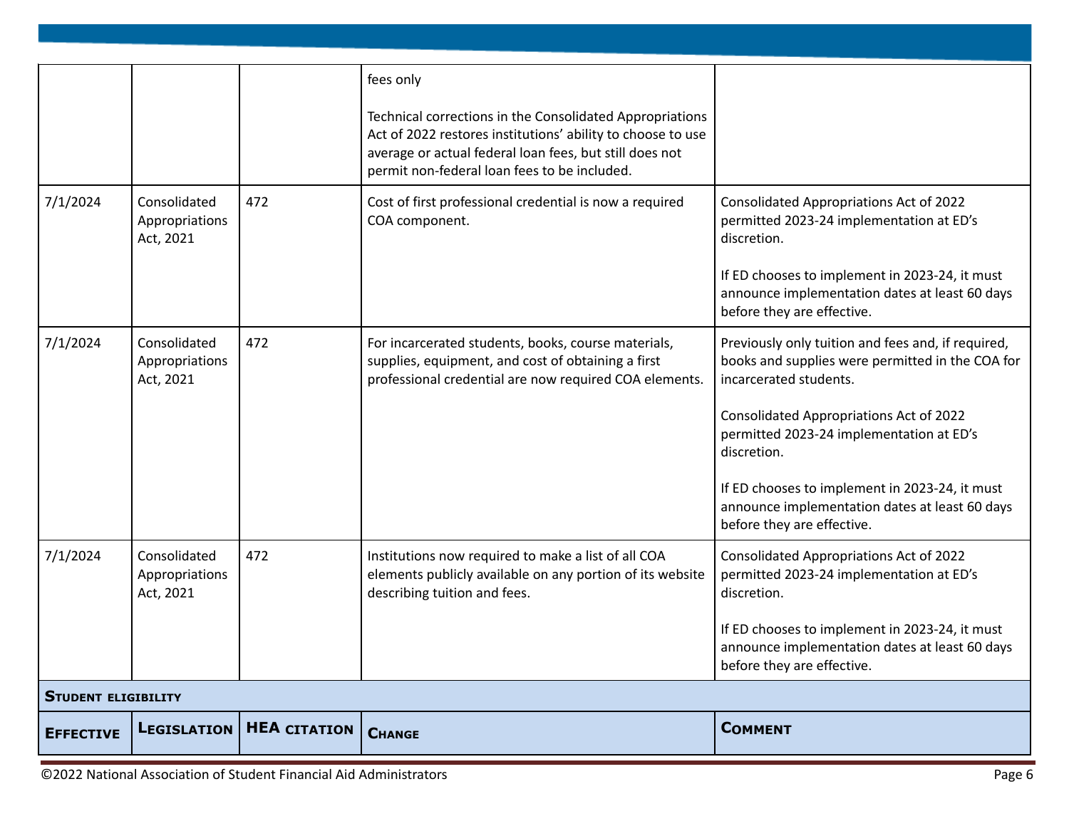| | | | fees only<br><br>Technical corrections in the Consolidated Appropriations Act of 2022 restores institutions' ability to choose to use average or actual federal loan fees, but still does not permit non-federal loan fees to be included. | |
|---|---|---|---|---|
| 7/1/2024 | Consolidated Appropriations Act, 2021 | 472 | Cost of first professional credential is now a required COA component. | Consolidated Appropriations Act of 2022 permitted 2023-24 implementation at ED's discretion.<br><br>If ED chooses to implement in 2023-24, it must announce implementation dates at least 60 days before they are effective. |
| 7/1/2024 | Consolidated Appropriations Act, 2021 | 472 | For incarcerated students, books, course materials, supplies, equipment, and cost of obtaining a first professional credential are now required COA elements. | Previously only tuition and fees and, if required, books and supplies were permitted in the COA for incarcerated students.<br><br>Consolidated Appropriations Act of 2022 permitted 2023-24 implementation at ED's discretion.<br><br>If ED chooses to implement in 2023-24, it must announce implementation dates at least 60 days before they are effective. |
| 7/1/2024 | Consolidated Appropriations Act, 2021 | 472 | Institutions now required to make a list of all COA elements publicly available on any portion of its website describing tuition and fees. | Consolidated Appropriations Act of 2022 permitted 2023-24 implementation at ED's discretion.<br><br>If ED chooses to implement in 2023-24, it must announce implementation dates at least 60 days before they are effective. |

**Student eligibility**

| **Effective** | **Legislation** | **HEA citation** | **Change** | **Comment** |
|---|---|---|---|---|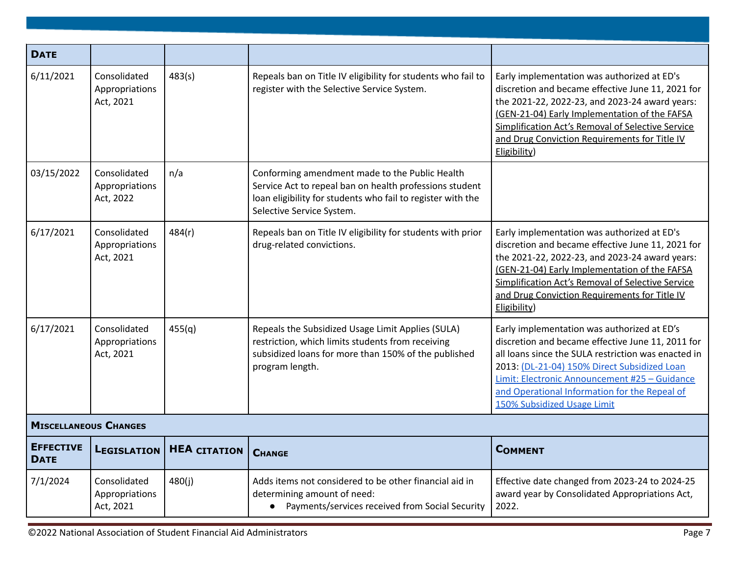| Date | | | | |
|---|---|---|---|---|
| 6/11/2021 | Consolidated Appropriations Act, 2021 | 483(s) | Repeals ban on Title IV eligibility for students who fail to register with the Selective Service System. | Early implementation was authorized at ED's discretion and became effective June 11, 2021 for the 2021-22, 2022-23, and 2023-24 award years: (GEN-21-04) Early Implementation of the FAFSA Simplification Act's Removal of Selective Service and Drug Conviction Requirements for Title IV Eligibility) |
| 03/15/2022 | Consolidated Appropriations Act, 2022 | n/a | Conforming amendment made to the Public Health Service Act to repeal ban on health professions student loan eligibility for students who fail to register with the Selective Service System. | |
| 6/17/2021 | Consolidated Appropriations Act, 2021 | 484(r) | Repeals ban on Title IV eligibility for students with prior drug-related convictions. | Early implementation was authorized at ED's discretion and became effective June 11, 2021 for the 2021-22, 2022-23, and 2023-24 award years: (GEN-21-04) Early Implementation of the FAFSA Simplification Act's Removal of Selective Service and Drug Conviction Requirements for Title IV Eligibility) |
| 6/17/2021 | Consolidated Appropriations Act, 2021 | 455(q) | Repeals the Subsidized Usage Limit Applies (SULA) restriction, which limits students from receiving subsidized loans for more than 150% of the published program length. | Early implementation was authorized at ED's discretion and became effective June 11, 2011 for all loans since the SULA restriction was enacted in 2013: (DL-21-04) 150% Direct Subsidized Loan Limit: Electronic Announcement #25 – Guidance and Operational Information for the Repeal of 150% Subsidized Usage Limit |

**Miscellaneous Changes**

| Effective Date | Legislation | HEA citation | Change | Comment |
|---|---|---|---|---|
| 7/1/2024 | Consolidated Appropriations Act, 2021 | 480(j) | Adds items not considered to be other financial aid in determining amount of need:<br>● Payments/services received from Social Security | Effective date changed from 2023-24 to 2024-25 award year by Consolidated Appropriations Act, 2022. |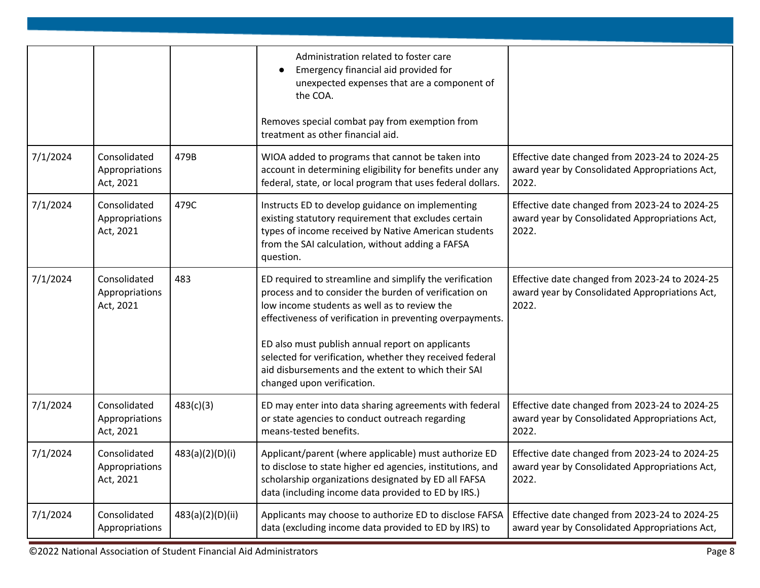| | | | | |
|---|---|---|---|---|
| | | | Administration related to foster care<br>● Emergency financial aid provided for unexpected expenses that are a component of the COA.<br><br>Removes special combat pay from exemption from treatment as other financial aid. | |
| 7/1/2024 | Consolidated Appropriations Act, 2021 | 479B | WIOA added to programs that cannot be taken into account in determining eligibility for benefits under any federal, state, or local program that uses federal dollars. | Effective date changed from 2023-24 to 2024-25 award year by Consolidated Appropriations Act, 2022. |
| 7/1/2024 | Consolidated Appropriations Act, 2021 | 479C | Instructs ED to develop guidance on implementing existing statutory requirement that excludes certain types of income received by Native American students from the SAI calculation, without adding a FAFSA question. | Effective date changed from 2023-24 to 2024-25 award year by Consolidated Appropriations Act, 2022. |
| 7/1/2024 | Consolidated Appropriations Act, 2021 | 483 | ED required to streamline and simplify the verification process and to consider the burden of verification on low income students as well as to review the effectiveness of verification in preventing overpayments.<br><br>ED also must publish annual report on applicants selected for verification, whether they received federal aid disbursements and the extent to which their SAI changed upon verification. | Effective date changed from 2023-24 to 2024-25 award year by Consolidated Appropriations Act, 2022. |
| 7/1/2024 | Consolidated Appropriations Act, 2021 | 483(c)(3) | ED may enter into data sharing agreements with federal or state agencies to conduct outreach regarding means-tested benefits. | Effective date changed from 2023-24 to 2024-25 award year by Consolidated Appropriations Act, 2022. |
| 7/1/2024 | Consolidated Appropriations Act, 2021 | 483(a)(2)(D)(i) | Applicant/parent (where applicable) must authorize ED to disclose to state higher ed agencies, institutions, and scholarship organizations designated by ED all FAFSA data (including income data provided to ED by IRS.) | Effective date changed from 2023-24 to 2024-25 award year by Consolidated Appropriations Act, 2022. |
| 7/1/2024 | Consolidated Appropriations | 483(a)(2)(D)(ii) | Applicants may choose to authorize ED to disclose FAFSA data (excluding income data provided to ED by IRS) to | Effective date changed from 2023-24 to 2024-25 award year by Consolidated Appropriations Act, |

©2022 National Association of Student Financial Aid Administrators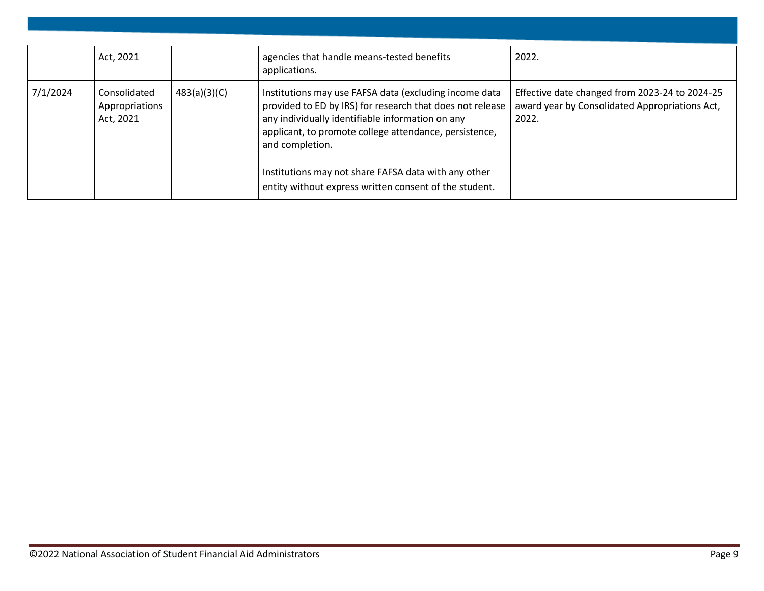| | | | | |
|---|---|---|---|---|
| | Act, 2021 | | agencies that handle means-tested benefits applications. | 2022. |
| 7/1/2024 | Consolidated Appropriations Act, 2021 | 483(a)(3)(C) | Institutions may use FAFSA data (excluding income data provided to ED by IRS) for research that does not release any individually identifiable information on any applicant, to promote college attendance, persistence, and completion.<br><br>Institutions may not share FAFSA data with any other entity without express written consent of the student. | Effective date changed from 2023-24 to 2024-25 award year by Consolidated Appropriations Act, 2022. |

©2022 National Association of Student Financial Aid Administrators